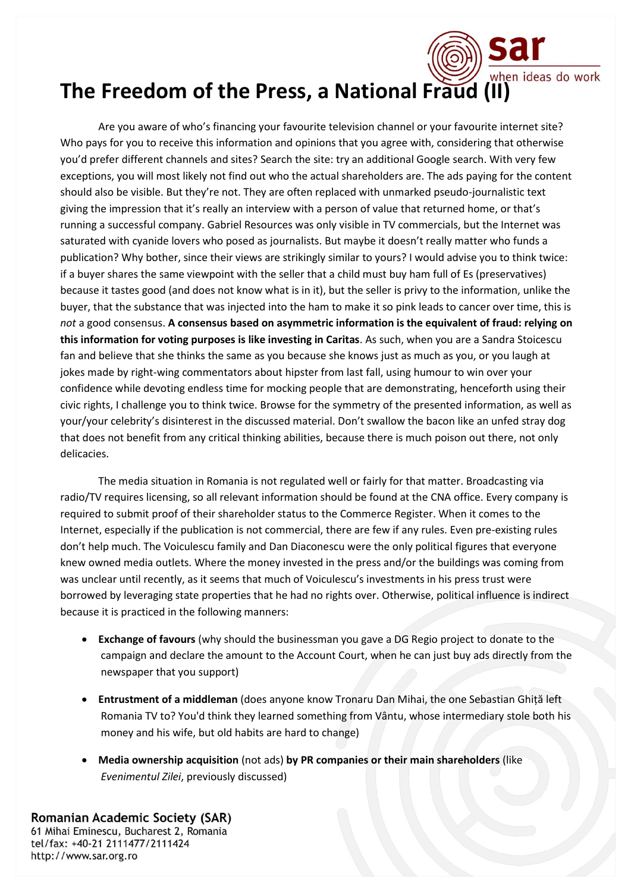# The Freedom of the Press, a National Fraud (II)

Are you aware of who's financing your favourite television channel or your favourite internet site? Who pays for you to receive this information and opinions that you agree with, considering that otherwise you'd prefer different channels and sites? Search the site: try an additional Google search. With very few exceptions, you will most likely not find out who the actual shareholders are. The ads paying for the content should also be visible. But they're not. They are often replaced with unmarked pseudo-journalistic text giving the impression that it's really an interview with a person of value that returned home, or that's running a successful company. Gabriel Resources was only visible in TV commercials, but the Internet was saturated with cyanide lovers who posed as journalists. But maybe it doesn't really matter who funds a publication? Why bother, since their views are strikingly similar to yours? I would advise you to think twice: if a buyer shares the same viewpoint with the seller that a child must buy ham full of Es (preservatives) because it tastes good (and does not know what is in it), but the seller is privy to the information, unlike the buyer, that the substance that was injected into the ham to make it so pink leads to cancer over time, this is *not* a good consensus. **A consensus based on asymmetric information is the equivalent of fraud: relying on this information for voting purposes is like investing in Caritas**. As such, when you are a Sandra Stoicescu fan and believe that she thinks the same as you because she knows just as much as you, or you laugh at jokes made by right-wing commentators about hipster from last fall, using humour to win over your confidence while devoting endless time for mocking people that are demonstrating, henceforth using their civic rights, I challenge you to think twice. Browse for the symmetry of the presented information, as well as your/your celebrity's disinterest in the discussed material. Don't swallow the bacon like an unfed stray dog that does not benefit from any critical thinking abilities, because there is much poison out there, not only delicacies.

The media situation in Romania is not regulated well or fairly for that matter. Broadcasting via radio/TV requires licensing, so all relevant information should be found at the CNA office. Every company is required to submit proof of their shareholder status to the Commerce Register. When it comes to the Internet, especially if the publication is not commercial, there are few if any rules. Even pre-existing rules don't help much. The Voiculescu family and Dan Diaconescu were the only political figures that everyone knew owned media outlets. Where the money invested in the press and/or the buildings was coming from was unclear until recently, as it seems that much of Voiculescu's investments in his press trust were borrowed by leveraging state properties that he had no rights over. Otherwise, political influence is indirect because it is practiced in the following manners:

- **Exchange of favours** (why should the businessman you gave a DG Regio project to donate to the campaign and declare the amount to the Account Court, when he can just buy ads directly from the newspaper that you support)
- **Entrustment of a middleman** (does anyone know Tronaru Dan Mihai, the one Sebastian Ghiță left Romania TV to? You'd think they learned something from Vântu, whose intermediary stole both his money and his wife, but old habits are hard to change)
- **Media ownership acquisition** (not ads) **by PR companies or their main shareholders** (like *Evenimentul Zilei*, previously discussed)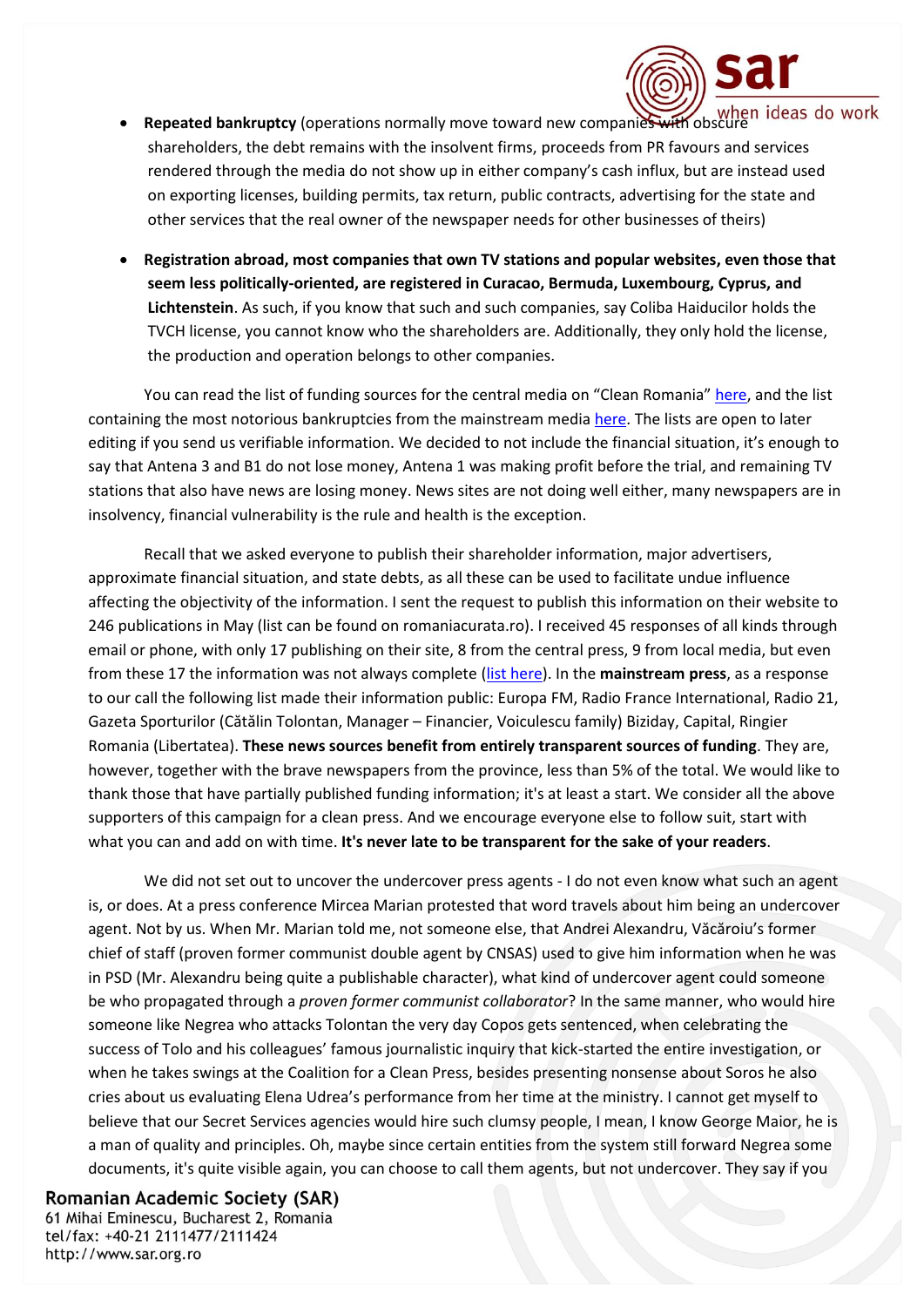- **Repeated bankruptcy** (operations normally move toward new companies with obscure shareholders, the debt remains with the insolvent firms, proceeds from PR favours and services rendered through the media do not show up in either company's cash influx, but are instead used on exporting licenses, building permits, tax return, public contracts, advertising for the state and other services that the real owner of the newspaper needs for other businesses of theirs)

- **Registration abroad, most companies that own TV stations and popular websites, even those that seem less politically-oriented, are registered in Curacao, Bermuda, Luxembourg, Cyprus, and Lichtenstein**. As such, if you know that such and such companies, say Coliba Haiducilor holds the TVCH license, you cannot know who the shareholders are. Additionally, they only hold the license, the production and operation belongs to other companies.

You can read the list of funding sources for the central media on "Clean Romania" here, and the list containing the most notorious bankruptcies from the mainstream media here. The lists are open to later editing if you send us verifiable information. We decided to not include the financial situation, it's enough to say that Antena 3 and B1 do not lose money, Antena 1 was making profit before the trial, and remaining TV stations that also have news are losing money. News sites are not doing well either, many newspapers are in insolvency, financial vulnerability is the rule and health is the exception.

Recall that we asked everyone to publish their shareholder information, major advertisers, approximate financial situation, and state debts, as all these can be used to facilitate undue influence affecting the objectivity of the information. I sent the request to publish this information on their website to 246 publications in May (list can be found on romaniacurata.ro). I received 45 responses of all kinds through email or phone, with only 17 publishing on their site, 8 from the central press, 9 from local media, but even from these 17 the information was not always complete (list here). In the **mainstream press**, as a response to our call the following list made their information public: Europa FM, Radio France International, Radio 21, Gazeta Sporturilor (Cătălin Tolontan, Manager – Financier, Voiculescu family) Biziday, Capital, Ringier Romania (Libertatea). **These news sources benefit from entirely transparent sources of funding**. They are, however, together with the brave newspapers from the province, less than 5% of the total. We would like to thank those that have partially published funding information; it's at least a start. We consider all the above supporters of this campaign for a clean press. And we encourage everyone else to follow suit, start with what you can and add on with time. **It's never late to be transparent for the sake of your readers**.

We did not set out to uncover the undercover press agents - I do not even know what such an agent is, or does. At a press conference Mircea Marian protested that word travels about him being an undercover agent. Not by us. When Mr. Marian told me, not someone else, that Andrei Alexandru, Văcăroiu's former chief of staff (proven former communist double agent by CNSAS) used to give him information when he was in PSD (Mr. Alexandru being quite a publishable character), what kind of undercover agent could someone be who propagated through a *proven former communist collaborator*? In the same manner, who would hire someone like Negrea who attacks Tolontan the very day Copos gets sentenced, when celebrating the success of Tolo and his colleagues' famous journalistic inquiry that kick-started the entire investigation, or when he takes swings at the Coalition for a Clean Press, besides presenting nonsense about Soros he also cries about us evaluating Elena Udrea's performance from her time at the ministry. I cannot get myself to believe that our Secret Services agencies would hire such clumsy people, I mean, I know George Maior, he is a man of quality and principles. Oh, maybe since certain entities from the system still forward Negrea some documents, it's quite visible again, you can choose to call them agents, but not undercover. They say if you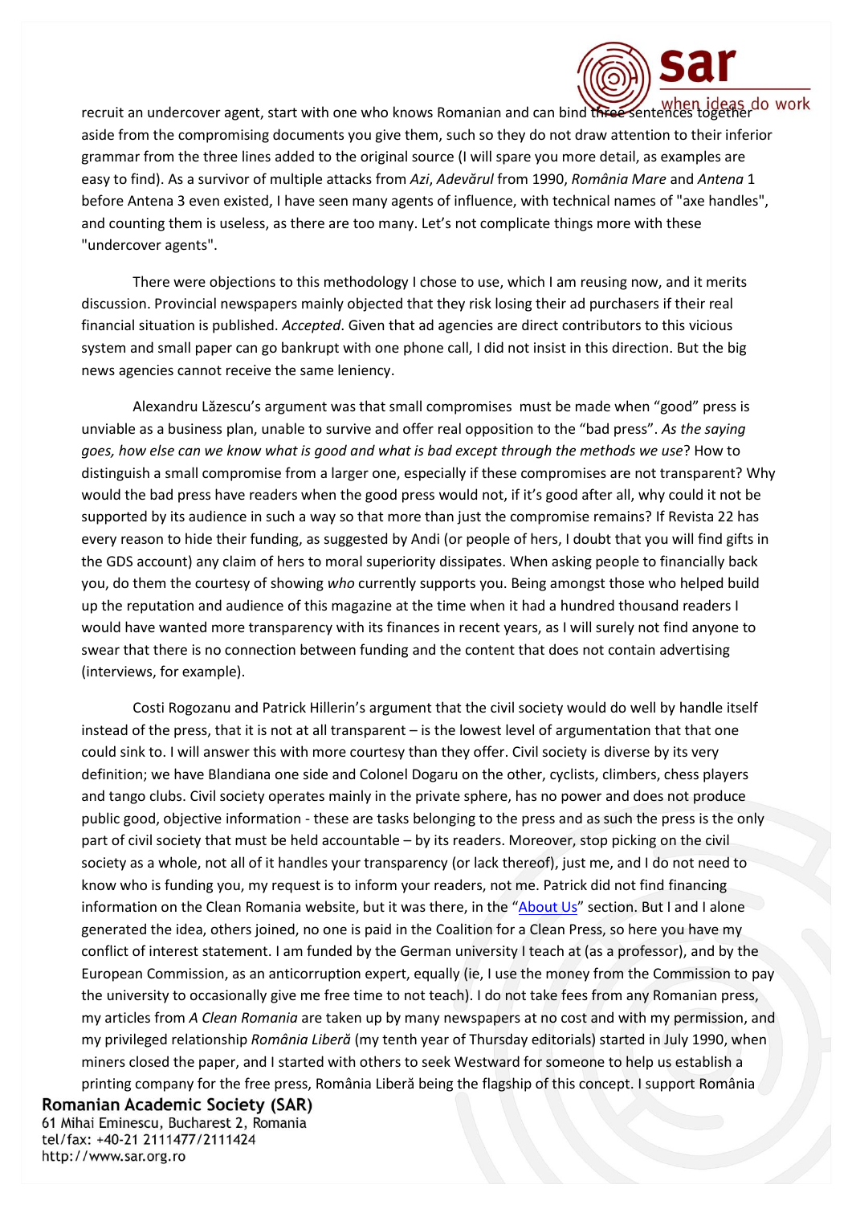recruit an undercover agent, start with one who knows Romanian and can bind three sentences together aside from the compromising documents you give them, such so they do not draw attention to their inferior grammar from the three lines added to the original source (I will spare you more detail, as examples are easy to find). As a survivor of multiple attacks from *Azi*, *Adevărul* from 1990, *România Mare* and *Antena* 1 before Antena 3 even existed, I have seen many agents of influence, with technical names of "axe handles", and counting them is useless, as there are too many. Let's not complicate things more with these "undercover agents".

There were objections to this methodology I chose to use, which I am reusing now, and it merits discussion. Provincial newspapers mainly objected that they risk losing their ad purchasers if their real financial situation is published. *Accepted*. Given that ad agencies are direct contributors to this vicious system and small paper can go bankrupt with one phone call, I did not insist in this direction. But the big news agencies cannot receive the same leniency.

Alexandru Lăzescu's argument was that small compromises must be made when "good" press is unviable as a business plan, unable to survive and offer real opposition to the "bad press". *As the saying goes, how else can we know what is good and what is bad except through the methods we use*? How to distinguish a small compromise from a larger one, especially if these compromises are not transparent? Why would the bad press have readers when the good press would not, if it's good after all, why could it not be supported by its audience in such a way so that more than just the compromise remains? If Revista 22 has every reason to hide their funding, as suggested by Andi (or people of hers, I doubt that you will find gifts in the GDS account) any claim of hers to moral superiority dissipates. When asking people to financially back you, do them the courtesy of showing *who* currently supports you. Being amongst those who helped build up the reputation and audience of this magazine at the time when it had a hundred thousand readers I would have wanted more transparency with its finances in recent years, as I will surely not find anyone to swear that there is no connection between funding and the content that does not contain advertising (interviews, for example).

Costi Rogozanu and Patrick Hillerin's argument that the civil society would do well by handle itself instead of the press, that it is not at all transparent – is the lowest level of argumentation that that one could sink to. I will answer this with more courtesy than they offer. Civil society is diverse by its very definition; we have Blandiana one side and Colonel Dogaru on the other, cyclists, climbers, chess players and tango clubs. Civil society operates mainly in the private sphere, has no power and does not produce public good, objective information - these are tasks belonging to the press and as such the press is the only part of civil society that must be held accountable – by its readers. Moreover, stop picking on the civil society as a whole, not all of it handles your transparency (or lack thereof), just me, and I do not need to know who is funding you, my request is to inform your readers, not me. Patrick did not find financing information on the Clean Romania website, but it was there, in the "About Us" section. But I and I alone generated the idea, others joined, no one is paid in the Coalition for a Clean Press, so here you have my conflict of interest statement. I am funded by the German university I teach at (as a professor), and by the European Commission, as an anticorruption expert, equally (ie, I use the money from the Commission to pay the university to occasionally give me free time to not teach). I do not take fees from any Romanian press, my articles from *A Clean Romania* are taken up by many newspapers at no cost and with my permission, and my privileged relationship *România Liberă* (my tenth year of Thursday editorials) started in July 1990, when miners closed the paper, and I started with others to seek Westward for someone to help us establish a printing company for the free press, România Liberă being the flagship of this concept. I support România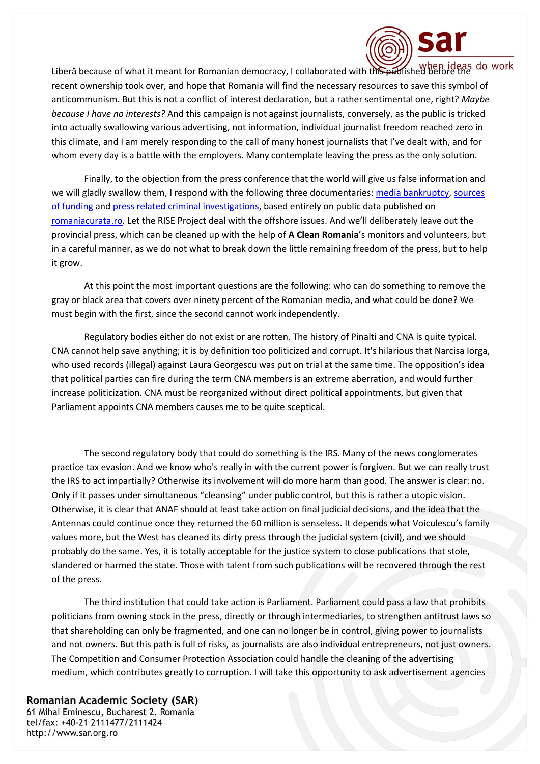Liberă because of what it meant for Romanian democracy, I collaborated with this published before the recent ownership took over, and hope that Romania will find the necessary resources to save this symbol of anticommunism. But this is not a conflict of interest declaration, but a rather sentimental one, right? *Maybe because I have no interests?* And this campaign is not against journalists, conversely, as the public is tricked into actually swallowing various advertising, not information, individual journalist freedom reached zero in this climate, and I am merely responding to the call of many honest journalists that I've dealt with, and for whom every day is a battle with the employers. Many contemplate leaving the press as the only solution.

Finally, to the objection from the press conference that the world will give us false information and we will gladly swallow them, I respond with the following three documentaries: [media bankruptcy](), [sources of funding]() and [press related criminal investigations](), based entirely on public data published on [romaniacurata.ro](). Let the RISE Project deal with the offshore issues. And we'll deliberately leave out the provincial press, which can be cleaned up with the help of **A Clean Romania**'s monitors and volunteers, but in a careful manner, as we do not what to break down the little remaining freedom of the press, but to help it grow.

At this point the most important questions are the following: who can do something to remove the gray or black area that covers over ninety percent of the Romanian media, and what could be done? We must begin with the first, since the second cannot work independently.

Regulatory bodies either do not exist or are rotten. The history of Pinalti and CNA is quite typical. CNA cannot help save anything; it is by definition too politicized and corrupt. It's hilarious that Narcisa Iorga, who used records (illegal) against Laura Georgescu was put on trial at the same time. The opposition's idea that political parties can fire during the term CNA members is an extreme aberration, and would further increase politicization. CNA must be reorganized without direct political appointments, but given that Parliament appoints CNA members causes me to be quite sceptical.

The second regulatory body that could do something is the IRS. Many of the news conglomerates practice tax evasion. And we know who's really in with the current power is forgiven. But we can really trust the IRS to act impartially? Otherwise its involvement will do more harm than good. The answer is clear: no. Only if it passes under simultaneous "cleansing" under public control, but this is rather a utopic vision. Otherwise, it is clear that ANAF should at least take action on final judicial decisions, and the idea that the Antennas could continue once they returned the 60 million is senseless. It depends what Voiculescu's family values more, but the West has cleaned its dirty press through the judicial system (civil), and we should probably do the same. Yes, it is totally acceptable for the justice system to close publications that stole, slandered or harmed the state. Those with talent from such publications will be recovered through the rest of the press.

The third institution that could take action is Parliament. Parliament could pass a law that prohibits politicians from owning stock in the press, directly or through intermediaries, to strengthen antitrust laws so that shareholding can only be fragmented, and one can no longer be in control, giving power to journalists and not owners. But this path is full of risks, as journalists are also individual entrepreneurs, not just owners. The Competition and Consumer Protection Association could handle the cleaning of the advertising medium, which contributes greatly to corruption. I will take this opportunity to ask advertisement agencies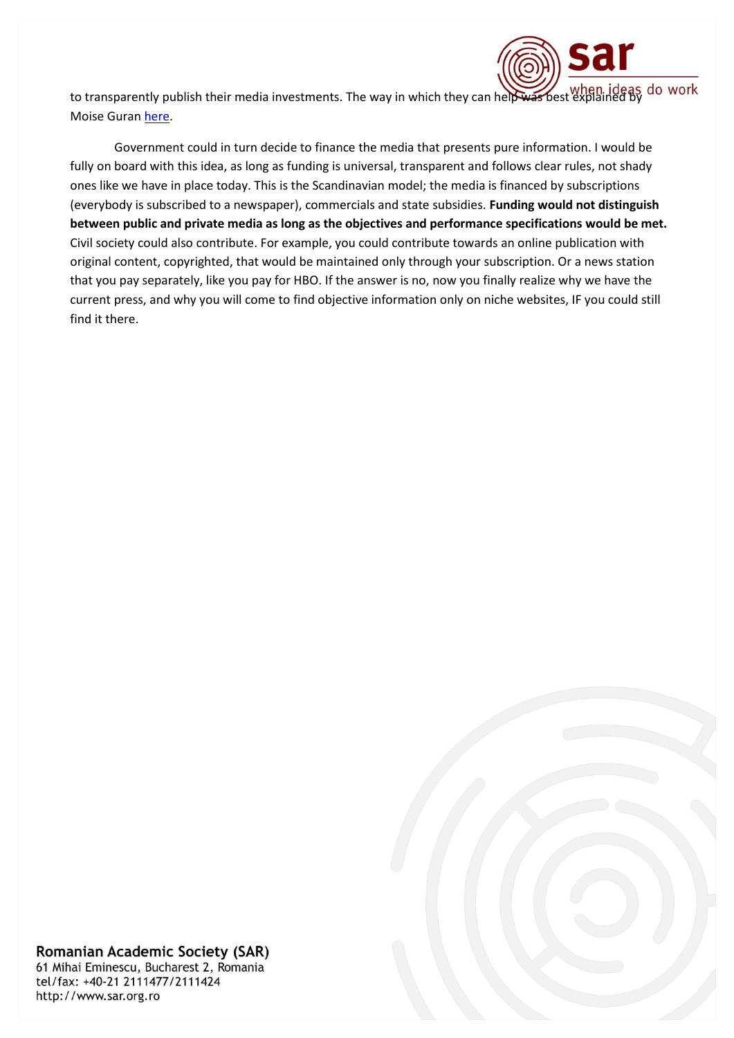to transparently publish their media investments. The way in which they can help was best explained by Moise Guran here.

Government could in turn decide to finance the media that presents pure information. I would be fully on board with this idea, as long as funding is universal, transparent and follows clear rules, not shady ones like we have in place today. This is the Scandinavian model; the media is financed by subscriptions (everybody is subscribed to a newspaper), commercials and state subsidies. **Funding would not distinguish between public and private media as long as the objectives and performance specifications would be met.** Civil society could also contribute. For example, you could contribute towards an online publication with original content, copyrighted, that would be maintained only through your subscription. Or a news station that you pay separately, like you pay for HBO. If the answer is no, now you finally realize why we have the current press, and why you will come to find objective information only on niche websites, IF you could still find it there.